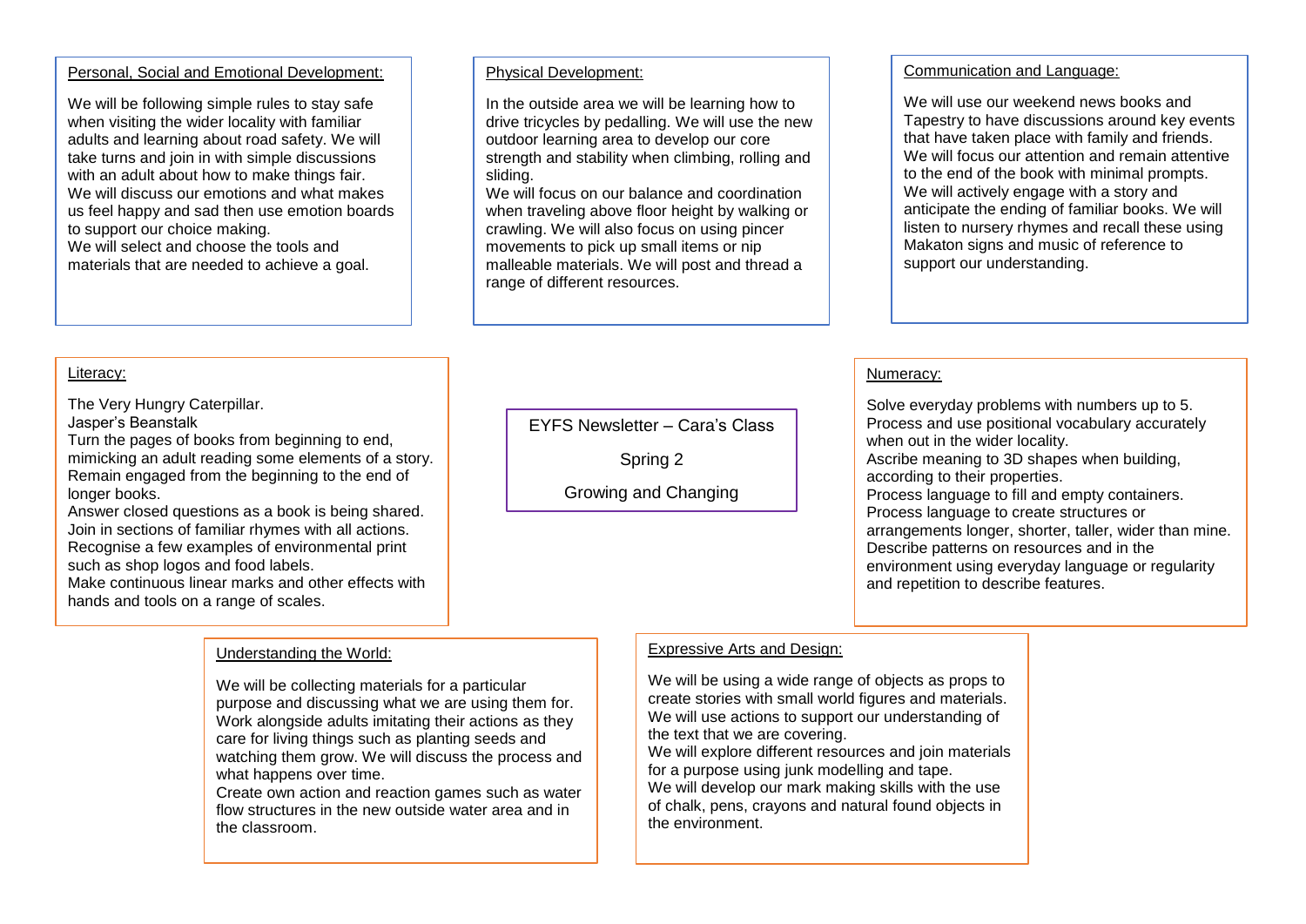# EYFS Newsletter – Cara's Class

Spring 2

Growing and Changing

## Personal, Social and Emotional Development:

We will be following simple rules to stay safe when visiting the wider locality with familiar adults and learning about road safety. We will take turns and join in with simple discussions with an adult about how to make things fair. We will discuss our emotions and what makes us feel happy and sad then use emotion boards to support our choice making.
We will select and choose the tools and materials that are needed to achieve a goal.

## Physical Development:

In the outside area we will be learning how to drive tricycles by pedalling. We will use the new outdoor learning area to develop our core strength and stability when climbing, rolling and sliding.
We will focus on our balance and coordination when traveling above floor height by walking or crawling. We will also focus on using pincer movements to pick up small items or nip malleable materials. We will post and thread a range of different resources.

## Communication and Language:

We will use our weekend news books and Tapestry to have discussions around key events that have taken place with family and friends. We will focus our attention and remain attentive to the end of the book with minimal prompts. We will actively engage with a story and anticipate the ending of familiar books. We will listen to nursery rhymes and recall these using Makaton signs and music of reference to support our understanding.

## Literacy:

The Very Hungry Caterpillar.
Jasper's Beanstalk
Turn the pages of books from beginning to end, mimicking an adult reading some elements of a story.
Remain engaged from the beginning to the end of longer books.
Answer closed questions as a book is being shared.
Join in sections of familiar rhymes with all actions.
Recognise a few examples of environmental print such as shop logos and food labels.
Make continuous linear marks and other effects with hands and tools on a range of scales.

## Numeracy:

Solve everyday problems with numbers up to 5.
Process and use positional vocabulary accurately when out in the wider locality.
Ascribe meaning to 3D shapes when building, according to their properties.
Process language to fill and empty containers.
Process language to create structures or arrangements longer, shorter, taller, wider than mine.
Describe patterns on resources and in the environment using everyday language or regularity and repetition to describe features.

## Understanding the World:

We will be collecting materials for a particular purpose and discussing what we are using them for. Work alongside adults imitating their actions as they care for living things such as planting seeds and watching them grow. We will discuss the process and what happens over time.
Create own action and reaction games such as water flow structures in the new outside water area and in the classroom.

## Expressive Arts and Design:

We will be using a wide range of objects as props to create stories with small world figures and materials. We will use actions to support our understanding of the text that we are covering.
We will explore different resources and join materials for a purpose using junk modelling and tape.
We will develop our mark making skills with the use of chalk, pens, crayons and natural found objects in the environment.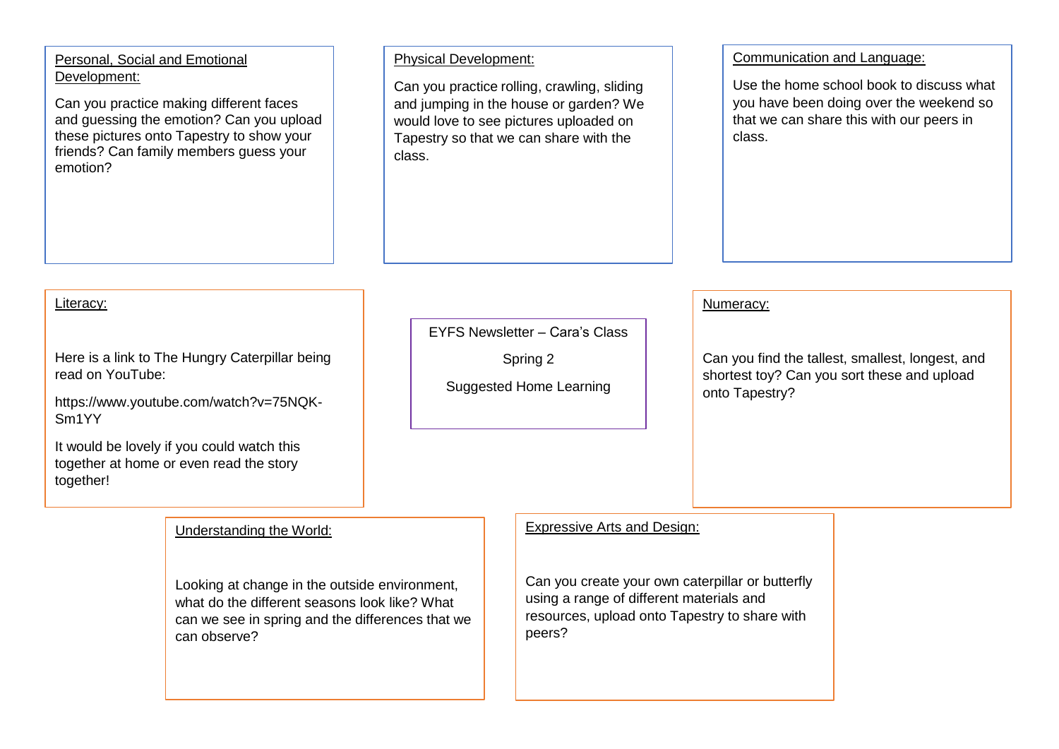# EYFS Newsletter – Cara's Class

Spring 2

Suggested Home Learning

## Personal, Social and Emotional Development:

Can you practice making different faces and guessing the emotion? Can you upload these pictures onto Tapestry to show your friends? Can family members guess your emotion?

## Physical Development:

Can you practice rolling, crawling, sliding and jumping in the house or garden? We would love to see pictures uploaded on Tapestry so that we can share with the class.

## Communication and Language:

Use the home school book to discuss what you have been doing over the weekend so that we can share this with our peers in class.

## Literacy:

Here is a link to The Hungry Caterpillar being read on YouTube:

https://www.youtube.com/watch?v=75NQK-Sm1YY

It would be lovely if you could watch this together at home or even read the story together!

## Numeracy:

Can you find the tallest, smallest, longest, and shortest toy? Can you sort these and upload onto Tapestry?

## Understanding the World:

Looking at change in the outside environment, what do the different seasons look like? What can we see in spring and the differences that we can observe?

## Expressive Arts and Design:

Can you create your own caterpillar or butterfly using a range of different materials and resources, upload onto Tapestry to share with peers?